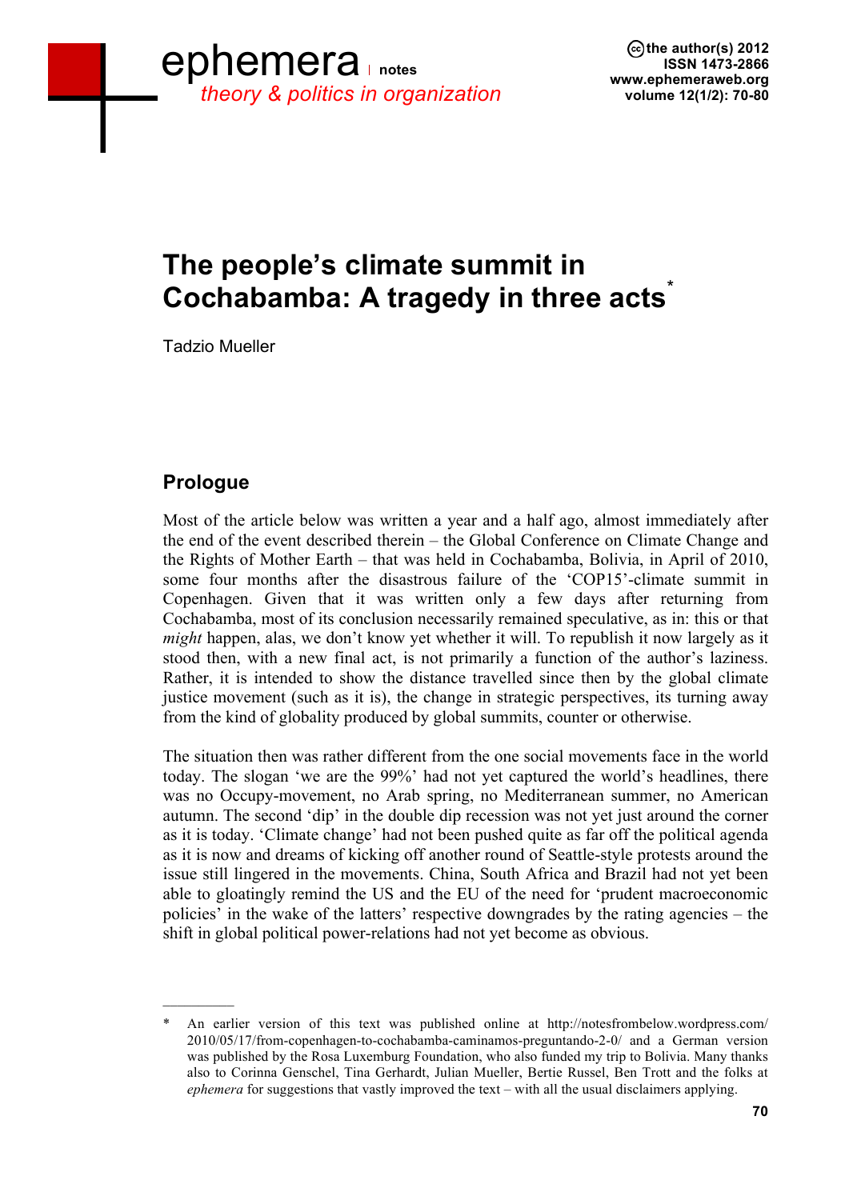# The people's climate summit in Cochabamba: A tragedy in three acts*

Tadzio Mueller

## Prologue

Most of the article below was written a year and a half ago, almost immediately after the end of the event described therein – the Global Conference on Climate Change and the Rights of Mother Earth – that was held in Cochabamba, Bolivia, in April of 2010, some four months after the disastrous failure of the 'COP15'-climate summit in Copenhagen. Given that it was written only a few days after returning from Cochabamba, most of its conclusion necessarily remained speculative, as in: this or that *might* happen, alas, we don't know yet whether it will. To republish it now largely as it stood then, with a new final act, is not primarily a function of the author's laziness. Rather, it is intended to show the distance travelled since then by the global climate justice movement (such as it is), the change in strategic perspectives, its turning away from the kind of globality produced by global summits, counter or otherwise.

The situation then was rather different from the one social movements face in the world today. The slogan 'we are the 99%' had not yet captured the world's headlines, there was no Occupy-movement, no Arab spring, no Mediterranean summer, no American autumn. The second 'dip' in the double dip recession was not yet just around the corner as it is today. 'Climate change' had not been pushed quite as far off the political agenda as it is now and dreams of kicking off another round of Seattle-style protests around the issue still lingered in the movements. China, South Africa and Brazil had not yet been able to gloatingly remind the US and the EU of the need for 'prudent macroeconomic policies' in the wake of the latters' respective downgrades by the rating agencies – the shift in global political power-relations had not yet become as obvious.

---

\* An earlier version of this text was published online at http://notesfrombelow.wordpress.com/2010/05/17/from-copenhagen-to-cochabamba-caminamos-preguntando-2-0/ and a German version was published by the Rosa Luxemburg Foundation, who also funded my trip to Bolivia. Many thanks also to Corinna Genschel, Tina Gerhardt, Julian Mueller, Bertie Russel, Ben Trott and the folks at *ephemera* for suggestions that vastly improved the text – with all the usual disclaimers applying.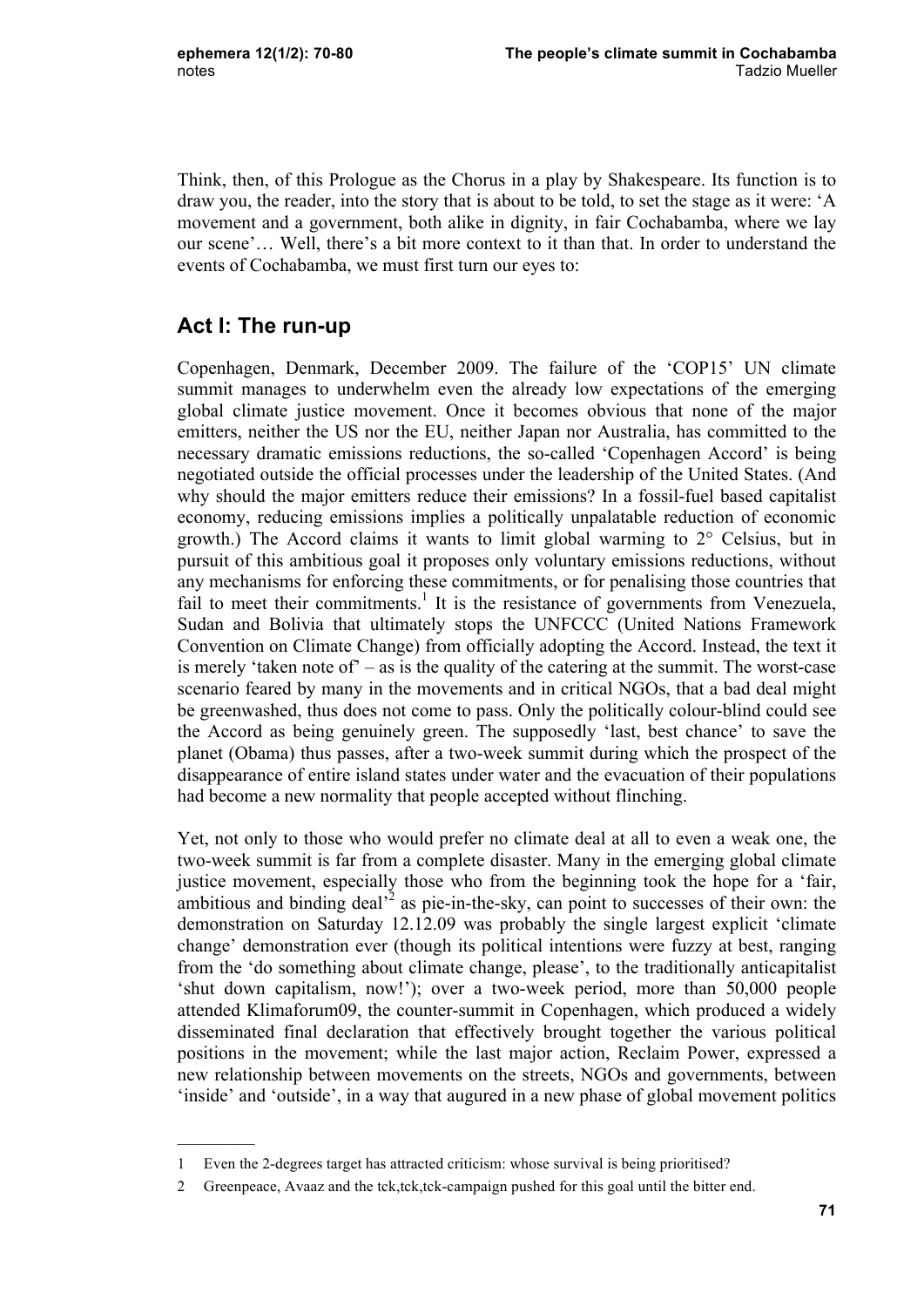Think, then, of this Prologue as the Chorus in a play by Shakespeare. Its function is to draw you, the reader, into the story that is about to be told, to set the stage as it were: 'A movement and a government, both alike in dignity, in fair Cochabamba, where we lay our scene'… Well, there's a bit more context to it than that. In order to understand the events of Cochabamba, we must first turn our eyes to:

## Act I: The run-up

Copenhagen, Denmark, December 2009. The failure of the 'COP15' UN climate summit manages to underwhelm even the already low expectations of the emerging global climate justice movement. Once it becomes obvious that none of the major emitters, neither the US nor the EU, neither Japan nor Australia, has committed to the necessary dramatic emissions reductions, the so-called 'Copenhagen Accord' is being negotiated outside the official processes under the leadership of the United States. (And why should the major emitters reduce their emissions? In a fossil-fuel based capitalist economy, reducing emissions implies a politically unpalatable reduction of economic growth.) The Accord claims it wants to limit global warming to 2° Celsius, but in pursuit of this ambitious goal it proposes only voluntary emissions reductions, without any mechanisms for enforcing these commitments, or for penalising those countries that fail to meet their commitments.[1] It is the resistance of governments from Venezuela, Sudan and Bolivia that ultimately stops the UNFCCC (United Nations Framework Convention on Climate Change) from officially adopting the Accord. Instead, the text it is merely 'taken note of' – as is the quality of the catering at the summit. The worst-case scenario feared by many in the movements and in critical NGOs, that a bad deal might be greenwashed, thus does not come to pass. Only the politically colour-blind could see the Accord as being genuinely green. The supposedly 'last, best chance' to save the planet (Obama) thus passes, after a two-week summit during which the prospect of the disappearance of entire island states under water and the evacuation of their populations had become a new normality that people accepted without flinching.

Yet, not only to those who would prefer no climate deal at all to even a weak one, the two-week summit is far from a complete disaster. Many in the emerging global climate justice movement, especially those who from the beginning took the hope for a 'fair, ambitious and binding deal'[2] as pie-in-the-sky, can point to successes of their own: the demonstration on Saturday 12.12.09 was probably the single largest explicit 'climate change' demonstration ever (though its political intentions were fuzzy at best, ranging from the 'do something about climate change, please', to the traditionally anticapitalist 'shut down capitalism, now!'); over a two-week period, more than 50,000 people attended Klimaforum09, the counter-summit in Copenhagen, which produced a widely disseminated final declaration that effectively brought together the various political positions in the movement; while the last major action, Reclaim Power, expressed a new relationship between movements on the streets, NGOs and governments, between 'inside' and 'outside', in a way that augured in a new phase of global movement politics

---

1 Even the 2-degrees target has attracted criticism: whose survival is being prioritised?

2 Greenpeace, Avaaz and the tck,tck,tck-campaign pushed for this goal until the bitter end.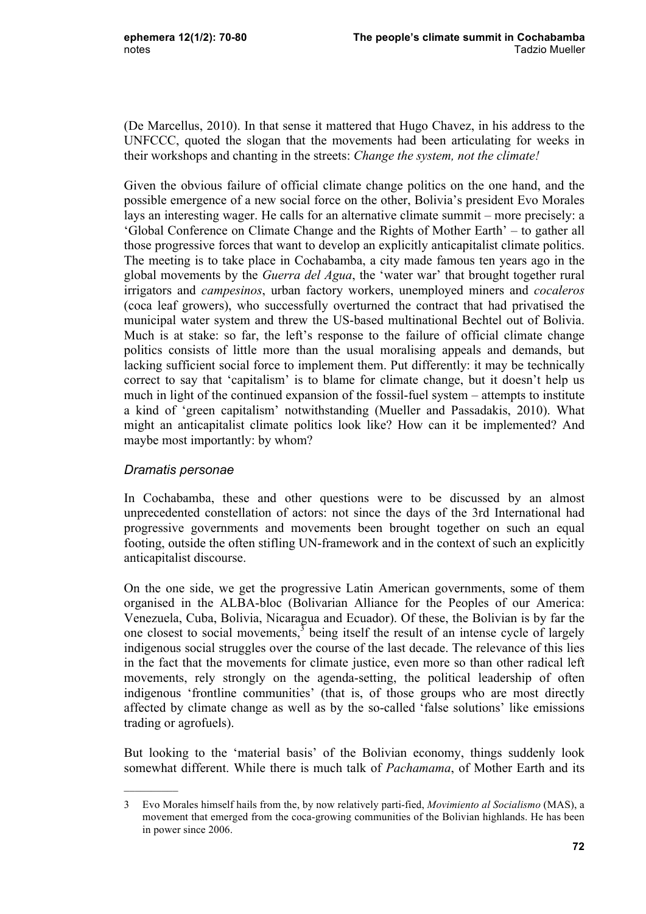(De Marcellus, 2010). In that sense it mattered that Hugo Chavez, in his address to the UNFCCC, quoted the slogan that the movements had been articulating for weeks in their workshops and chanting in the streets: *Change the system, not the climate!*

Given the obvious failure of official climate change politics on the one hand, and the possible emergence of a new social force on the other, Bolivia's president Evo Morales lays an interesting wager. He calls for an alternative climate summit – more precisely: a 'Global Conference on Climate Change and the Rights of Mother Earth' – to gather all those progressive forces that want to develop an explicitly anticapitalist climate politics. The meeting is to take place in Cochabamba, a city made famous ten years ago in the global movements by the *Guerra del Agua*, the 'water war' that brought together rural irrigators and *campesinos*, urban factory workers, unemployed miners and *cocaleros* (coca leaf growers), who successfully overturned the contract that had privatised the municipal water system and threw the US-based multinational Bechtel out of Bolivia. Much is at stake: so far, the left's response to the failure of official climate change politics consists of little more than the usual moralising appeals and demands, but lacking sufficient social force to implement them. Put differently: it may be technically correct to say that 'capitalism' is to blame for climate change, but it doesn't help us much in light of the continued expansion of the fossil-fuel system – attempts to institute a kind of 'green capitalism' notwithstanding (Mueller and Passadakis, 2010). What might an anticapitalist climate politics look like? How can it be implemented? And maybe most importantly: by whom?

### *Dramatis personae*

In Cochabamba, these and other questions were to be discussed by an almost unprecedented constellation of actors: not since the days of the 3rd International had progressive governments and movements been brought together on such an equal footing, outside the often stifling UN-framework and in the context of such an explicitly anticapitalist discourse.

On the one side, we get the progressive Latin American governments, some of them organised in the ALBA-bloc (Bolivarian Alliance for the Peoples of our America: Venezuela, Cuba, Bolivia, Nicaragua and Ecuador). Of these, the Bolivian is by far the one closest to social movements,[3] being itself the result of an intense cycle of largely indigenous social struggles over the course of the last decade. The relevance of this lies in the fact that the movements for climate justice, even more so than other radical left movements, rely strongly on the agenda-setting, the political leadership of often indigenous 'frontline communities' (that is, of those groups who are most directly affected by climate change as well as by the so-called 'false solutions' like emissions trading or agrofuels).

But looking to the 'material basis' of the Bolivian economy, things suddenly look somewhat different. While there is much talk of *Pachamama*, of Mother Earth and its

---

3 Evo Morales himself hails from the, by now relatively parti-fied, *Movimiento al Socialismo* (MAS), a movement that emerged from the coca-growing communities of the Bolivian highlands. He has been in power since 2006.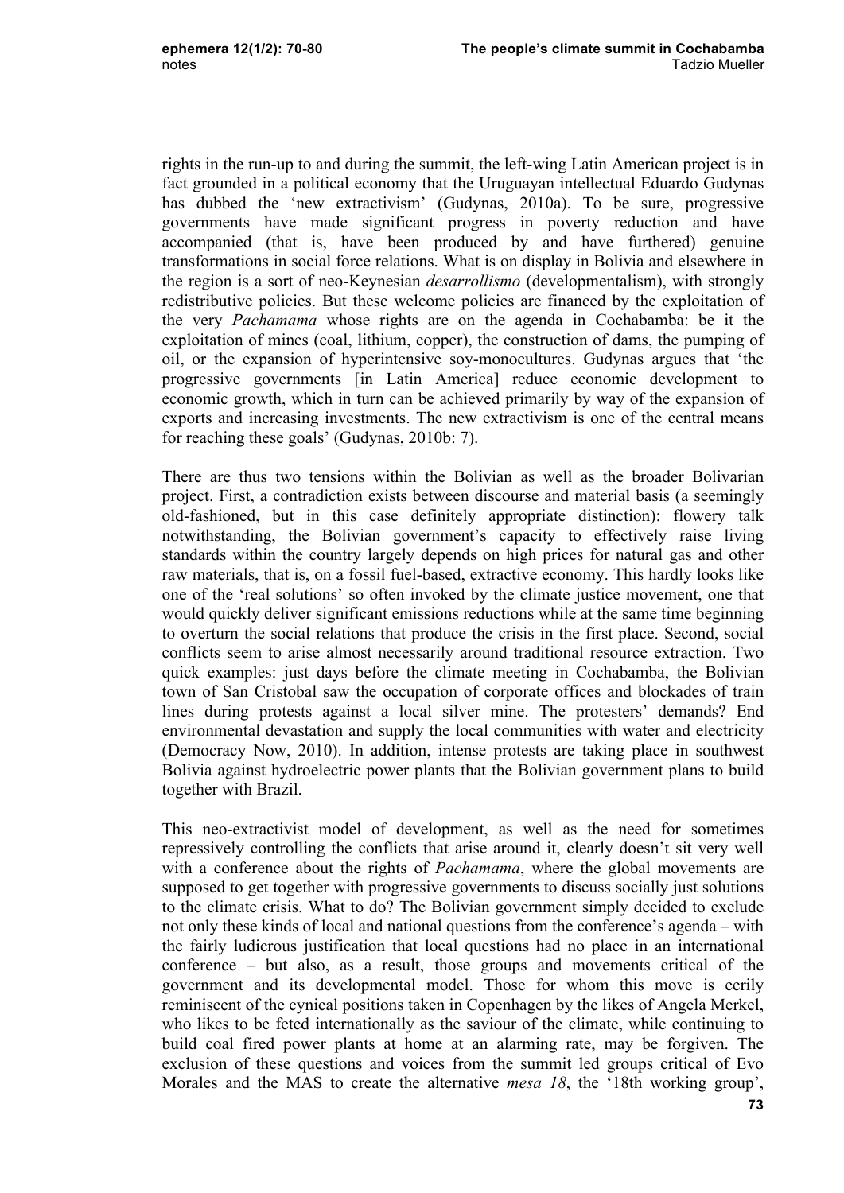rights in the run-up to and during the summit, the left-wing Latin American project is in fact grounded in a political economy that the Uruguayan intellectual Eduardo Gudynas has dubbed the 'new extractivism' (Gudynas, 2010a). To be sure, progressive governments have made significant progress in poverty reduction and have accompanied (that is, have been produced by and have furthered) genuine transformations in social force relations. What is on display in Bolivia and elsewhere in the region is a sort of neo-Keynesian *desarrollismo* (developmentalism), with strongly redistributive policies. But these welcome policies are financed by the exploitation of the very *Pachamama* whose rights are on the agenda in Cochabamba: be it the exploitation of mines (coal, lithium, copper), the construction of dams, the pumping of oil, or the expansion of hyperintensive soy-monocultures. Gudynas argues that 'the progressive governments [in Latin America] reduce economic development to economic growth, which in turn can be achieved primarily by way of the expansion of exports and increasing investments. The new extractivism is one of the central means for reaching these goals' (Gudynas, 2010b: 7).

There are thus two tensions within the Bolivian as well as the broader Bolivarian project. First, a contradiction exists between discourse and material basis (a seemingly old-fashioned, but in this case definitely appropriate distinction): flowery talk notwithstanding, the Bolivian government's capacity to effectively raise living standards within the country largely depends on high prices for natural gas and other raw materials, that is, on a fossil fuel-based, extractive economy. This hardly looks like one of the 'real solutions' so often invoked by the climate justice movement, one that would quickly deliver significant emissions reductions while at the same time beginning to overturn the social relations that produce the crisis in the first place. Second, social conflicts seem to arise almost necessarily around traditional resource extraction. Two quick examples: just days before the climate meeting in Cochabamba, the Bolivian town of San Cristobal saw the occupation of corporate offices and blockades of train lines during protests against a local silver mine. The protesters' demands? End environmental devastation and supply the local communities with water and electricity (Democracy Now, 2010). In addition, intense protests are taking place in southwest Bolivia against hydroelectric power plants that the Bolivian government plans to build together with Brazil.

This neo-extractivist model of development, as well as the need for sometimes repressively controlling the conflicts that arise around it, clearly doesn't sit very well with a conference about the rights of *Pachamama*, where the global movements are supposed to get together with progressive governments to discuss socially just solutions to the climate crisis. What to do? The Bolivian government simply decided to exclude not only these kinds of local and national questions from the conference's agenda – with the fairly ludicrous justification that local questions had no place in an international conference – but also, as a result, those groups and movements critical of the government and its developmental model. Those for whom this move is eerily reminiscent of the cynical positions taken in Copenhagen by the likes of Angela Merkel, who likes to be feted internationally as the saviour of the climate, while continuing to build coal fired power plants at home at an alarming rate, may be forgiven. The exclusion of these questions and voices from the summit led groups critical of Evo Morales and the MAS to create the alternative *mesa 18*, the '18th working group',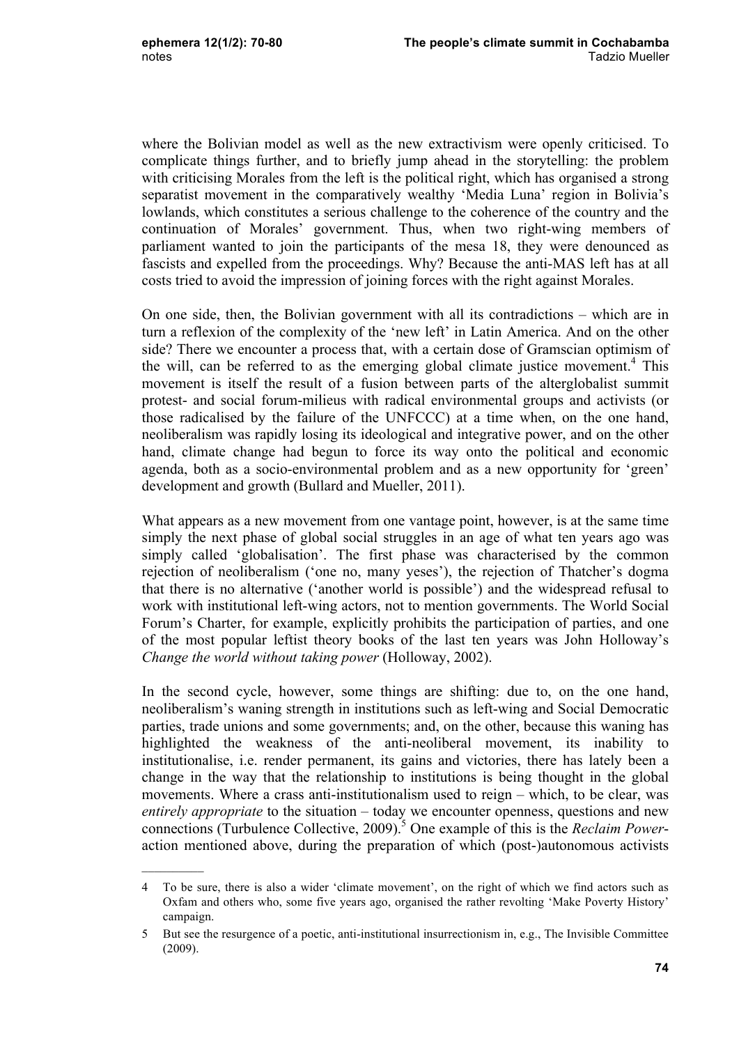where the Bolivian model as well as the new extractivism were openly criticised. To complicate things further, and to briefly jump ahead in the storytelling: the problem with criticising Morales from the left is the political right, which has organised a strong separatist movement in the comparatively wealthy 'Media Luna' region in Bolivia's lowlands, which constitutes a serious challenge to the coherence of the country and the continuation of Morales' government. Thus, when two right-wing members of parliament wanted to join the participants of the mesa 18, they were denounced as fascists and expelled from the proceedings. Why? Because the anti-MAS left has at all costs tried to avoid the impression of joining forces with the right against Morales.

On one side, then, the Bolivian government with all its contradictions – which are in turn a reflexion of the complexity of the 'new left' in Latin America. And on the other side? There we encounter a process that, with a certain dose of Gramscian optimism of the will, can be referred to as the emerging global climate justice movement.[4] This movement is itself the result of a fusion between parts of the alterglobalist summit protest- and social forum-milieus with radical environmental groups and activists (or those radicalised by the failure of the UNFCCC) at a time when, on the one hand, neoliberalism was rapidly losing its ideological and integrative power, and on the other hand, climate change had begun to force its way onto the political and economic agenda, both as a socio-environmental problem and as a new opportunity for 'green' development and growth (Bullard and Mueller, 2011).

What appears as a new movement from one vantage point, however, is at the same time simply the next phase of global social struggles in an age of what ten years ago was simply called 'globalisation'. The first phase was characterised by the common rejection of neoliberalism ('one no, many yeses'), the rejection of Thatcher's dogma that there is no alternative ('another world is possible') and the widespread refusal to work with institutional left-wing actors, not to mention governments. The World Social Forum's Charter, for example, explicitly prohibits the participation of parties, and one of the most popular leftist theory books of the last ten years was John Holloway's *Change the world without taking power* (Holloway, 2002).

In the second cycle, however, some things are shifting: due to, on the one hand, neoliberalism's waning strength in institutions such as left-wing and Social Democratic parties, trade unions and some governments; and, on the other, because this waning has highlighted the weakness of the anti-neoliberal movement, its inability to institutionalise, i.e. render permanent, its gains and victories, there has lately been a change in the way that the relationship to institutions is being thought in the global movements. Where a crass anti-institutionalism used to reign – which, to be clear, was *entirely appropriate* to the situation – today we encounter openness, questions and new connections (Turbulence Collective, 2009).[5] One example of this is the *Reclaim Power*-action mentioned above, during the preparation of which (post-)autonomous activists

---

4 To be sure, there is also a wider 'climate movement', on the right of which we find actors such as Oxfam and others who, some five years ago, organised the rather revolting 'Make Poverty History' campaign.

5 But see the resurgence of a poetic, anti-institutional insurrectionism in, e.g., The Invisible Committee (2009).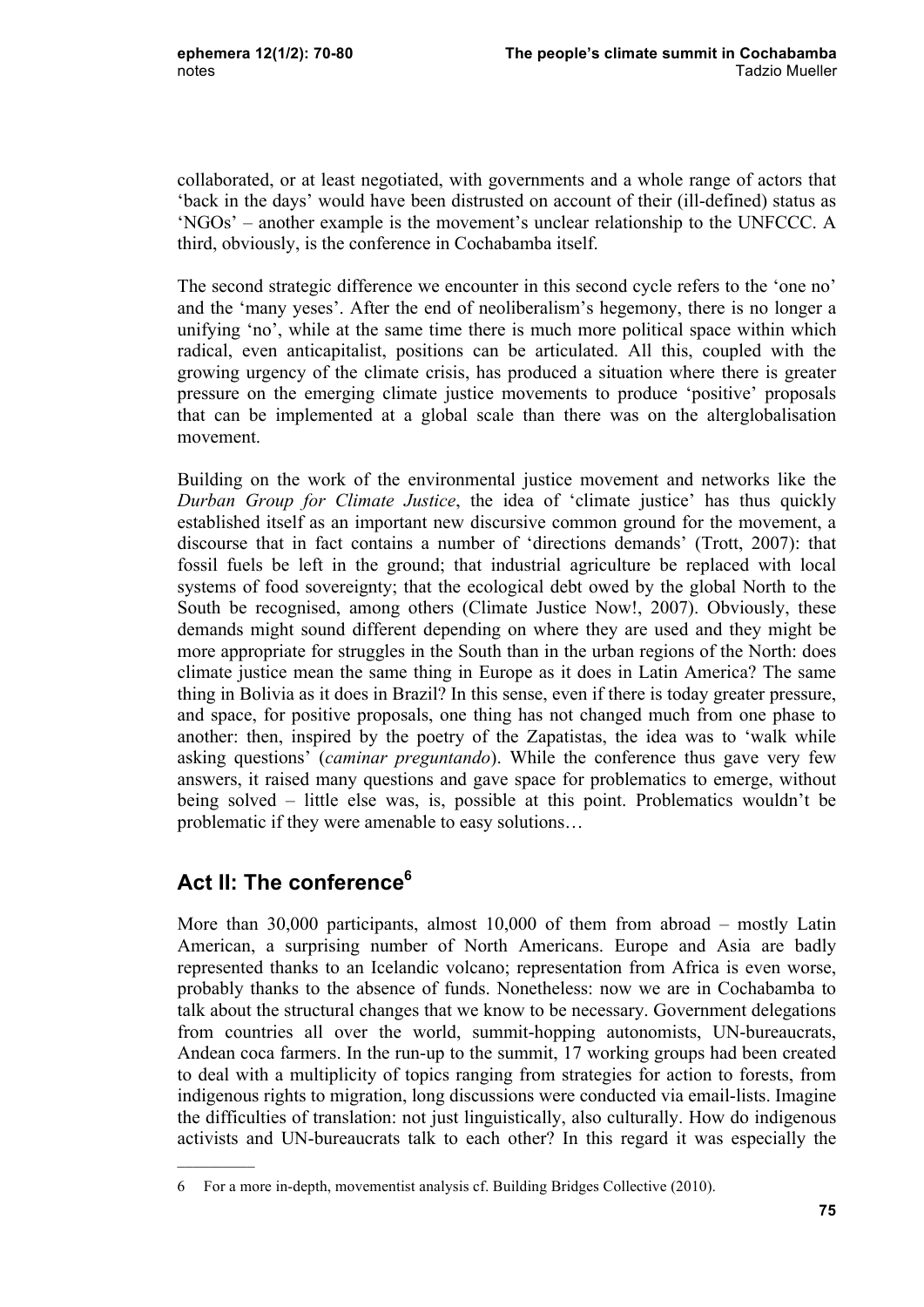collaborated, or at least negotiated, with governments and a whole range of actors that 'back in the days' would have been distrusted on account of their (ill-defined) status as 'NGOs' – another example is the movement's unclear relationship to the UNFCCC. A third, obviously, is the conference in Cochabamba itself.

The second strategic difference we encounter in this second cycle refers to the 'one no' and the 'many yeses'. After the end of neoliberalism's hegemony, there is no longer a unifying 'no', while at the same time there is much more political space within which radical, even anticapitalist, positions can be articulated. All this, coupled with the growing urgency of the climate crisis, has produced a situation where there is greater pressure on the emerging climate justice movements to produce 'positive' proposals that can be implemented at a global scale than there was on the alterglobalisation movement.

Building on the work of the environmental justice movement and networks like the *Durban Group for Climate Justice*, the idea of 'climate justice' has thus quickly established itself as an important new discursive common ground for the movement, a discourse that in fact contains a number of 'directions demands' (Trott, 2007): that fossil fuels be left in the ground; that industrial agriculture be replaced with local systems of food sovereignty; that the ecological debt owed by the global North to the South be recognised, among others (Climate Justice Now!, 2007). Obviously, these demands might sound different depending on where they are used and they might be more appropriate for struggles in the South than in the urban regions of the North: does climate justice mean the same thing in Europe as it does in Latin America? The same thing in Bolivia as it does in Brazil? In this sense, even if there is today greater pressure, and space, for positive proposals, one thing has not changed much from one phase to another: then, inspired by the poetry of the Zapatistas, the idea was to 'walk while asking questions' (*caminar preguntando*). While the conference thus gave very few answers, it raised many questions and gave space for problematics to emerge, without being solved – little else was, is, possible at this point. Problematics wouldn't be problematic if they were amenable to easy solutions…

## Act II: The conference[6]

More than 30,000 participants, almost 10,000 of them from abroad – mostly Latin American, a surprising number of North Americans. Europe and Asia are badly represented thanks to an Icelandic volcano; representation from Africa is even worse, probably thanks to the absence of funds. Nonetheless: now we are in Cochabamba to talk about the structural changes that we know to be necessary. Government delegations from countries all over the world, summit-hopping autonomists, UN-bureaucrats, Andean coca farmers. In the run-up to the summit, 17 working groups had been created to deal with a multiplicity of topics ranging from strategies for action to forests, from indigenous rights to migration, long discussions were conducted via email-lists. Imagine the difficulties of translation: not just linguistically, also culturally. How do indigenous activists and UN-bureaucrats talk to each other? In this regard it was especially the

---

6 For a more in-depth, movementist analysis cf. Building Bridges Collective (2010).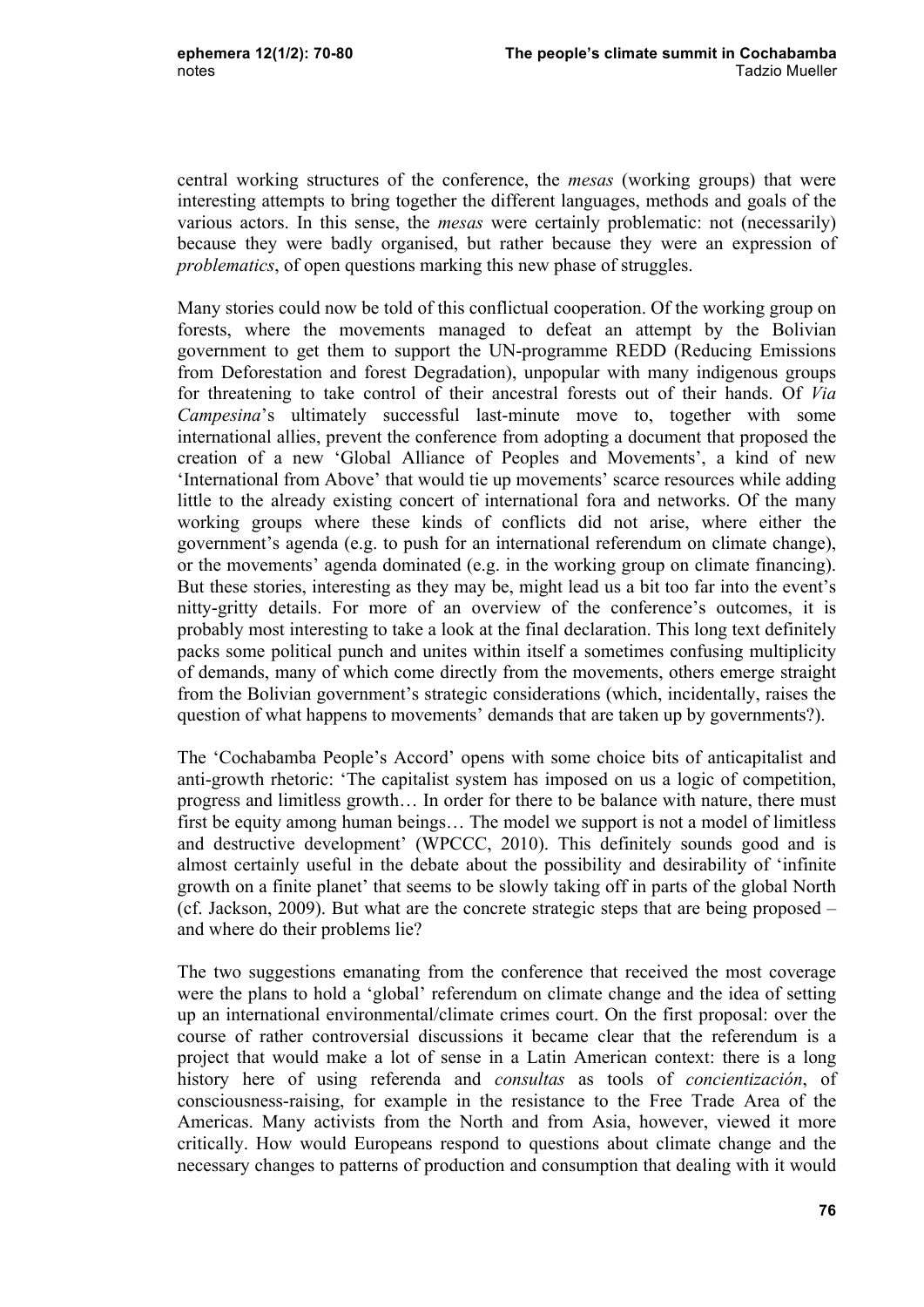central working structures of the conference, the *mesas* (working groups) that were interesting attempts to bring together the different languages, methods and goals of the various actors. In this sense, the *mesas* were certainly problematic: not (necessarily) because they were badly organised, but rather because they were an expression of *problematics*, of open questions marking this new phase of struggles.

Many stories could now be told of this conflictual cooperation. Of the working group on forests, where the movements managed to defeat an attempt by the Bolivian government to get them to support the UN-programme REDD (Reducing Emissions from Deforestation and forest Degradation), unpopular with many indigenous groups for threatening to take control of their ancestral forests out of their hands. Of *Via Campesina*'s ultimately successful last-minute move to, together with some international allies, prevent the conference from adopting a document that proposed the creation of a new 'Global Alliance of Peoples and Movements', a kind of new 'International from Above' that would tie up movements' scarce resources while adding little to the already existing concert of international fora and networks. Of the many working groups where these kinds of conflicts did not arise, where either the government's agenda (e.g. to push for an international referendum on climate change), or the movements' agenda dominated (e.g. in the working group on climate financing). But these stories, interesting as they may be, might lead us a bit too far into the event's nitty-gritty details. For more of an overview of the conference's outcomes, it is probably most interesting to take a look at the final declaration. This long text definitely packs some political punch and unites within itself a sometimes confusing multiplicity of demands, many of which come directly from the movements, others emerge straight from the Bolivian government's strategic considerations (which, incidentally, raises the question of what happens to movements' demands that are taken up by governments?).

The 'Cochabamba People's Accord' opens with some choice bits of anticapitalist and anti-growth rhetoric: 'The capitalist system has imposed on us a logic of competition, progress and limitless growth… In order for there to be balance with nature, there must first be equity among human beings… The model we support is not a model of limitless and destructive development' (WPCCC, 2010). This definitely sounds good and is almost certainly useful in the debate about the possibility and desirability of 'infinite growth on a finite planet' that seems to be slowly taking off in parts of the global North (cf. Jackson, 2009). But what are the concrete strategic steps that are being proposed – and where do their problems lie?

The two suggestions emanating from the conference that received the most coverage were the plans to hold a 'global' referendum on climate change and the idea of setting up an international environmental/climate crimes court. On the first proposal: over the course of rather controversial discussions it became clear that the referendum is a project that would make a lot of sense in a Latin American context: there is a long history here of using referenda and *consultas* as tools of *concientización*, of consciousness-raising, for example in the resistance to the Free Trade Area of the Americas. Many activists from the North and from Asia, however, viewed it more critically. How would Europeans respond to questions about climate change and the necessary changes to patterns of production and consumption that dealing with it would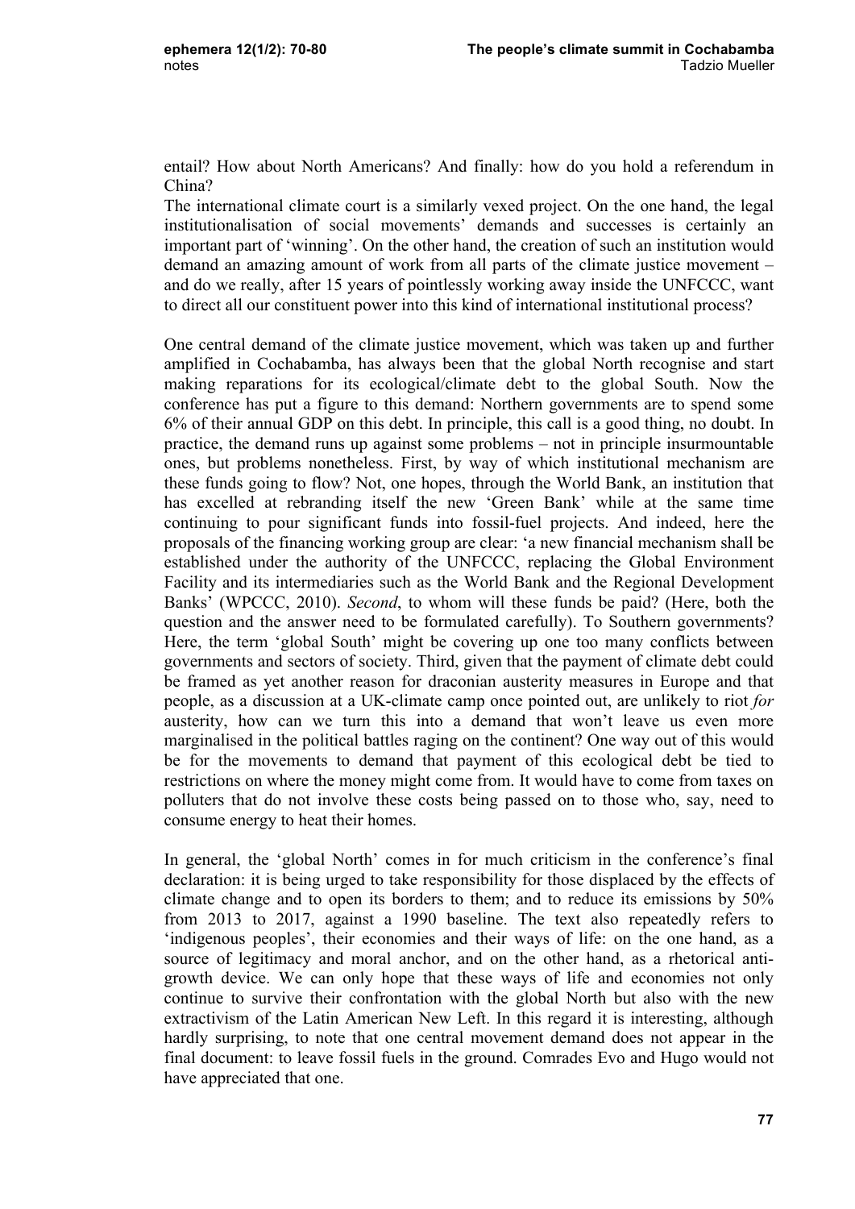entail? How about North Americans? And finally: how do you hold a referendum in China?

The international climate court is a similarly vexed project. On the one hand, the legal institutionalisation of social movements' demands and successes is certainly an important part of 'winning'. On the other hand, the creation of such an institution would demand an amazing amount of work from all parts of the climate justice movement – and do we really, after 15 years of pointlessly working away inside the UNFCCC, want to direct all our constituent power into this kind of international institutional process?

One central demand of the climate justice movement, which was taken up and further amplified in Cochabamba, has always been that the global North recognise and start making reparations for its ecological/climate debt to the global South. Now the conference has put a figure to this demand: Northern governments are to spend some 6% of their annual GDP on this debt. In principle, this call is a good thing, no doubt. In practice, the demand runs up against some problems – not in principle insurmountable ones, but problems nonetheless. First, by way of which institutional mechanism are these funds going to flow? Not, one hopes, through the World Bank, an institution that has excelled at rebranding itself the new 'Green Bank' while at the same time continuing to pour significant funds into fossil-fuel projects. And indeed, here the proposals of the financing working group are clear: 'a new financial mechanism shall be established under the authority of the UNFCCC, replacing the Global Environment Facility and its intermediaries such as the World Bank and the Regional Development Banks' (WPCCC, 2010). *Second*, to whom will these funds be paid? (Here, both the question and the answer need to be formulated carefully). To Southern governments? Here, the term 'global South' might be covering up one too many conflicts between governments and sectors of society. Third, given that the payment of climate debt could be framed as yet another reason for draconian austerity measures in Europe and that people, as a discussion at a UK-climate camp once pointed out, are unlikely to riot *for* austerity, how can we turn this into a demand that won't leave us even more marginalised in the political battles raging on the continent? One way out of this would be for the movements to demand that payment of this ecological debt be tied to restrictions on where the money might come from. It would have to come from taxes on polluters that do not involve these costs being passed on to those who, say, need to consume energy to heat their homes.

In general, the 'global North' comes in for much criticism in the conference's final declaration: it is being urged to take responsibility for those displaced by the effects of climate change and to open its borders to them; and to reduce its emissions by 50% from 2013 to 2017, against a 1990 baseline. The text also repeatedly refers to 'indigenous peoples', their economies and their ways of life: on the one hand, as a source of legitimacy and moral anchor, and on the other hand, as a rhetorical anti-growth device. We can only hope that these ways of life and economies not only continue to survive their confrontation with the global North but also with the new extractivism of the Latin American New Left. In this regard it is interesting, although hardly surprising, to note that one central movement demand does not appear in the final document: to leave fossil fuels in the ground. Comrades Evo and Hugo would not have appreciated that one.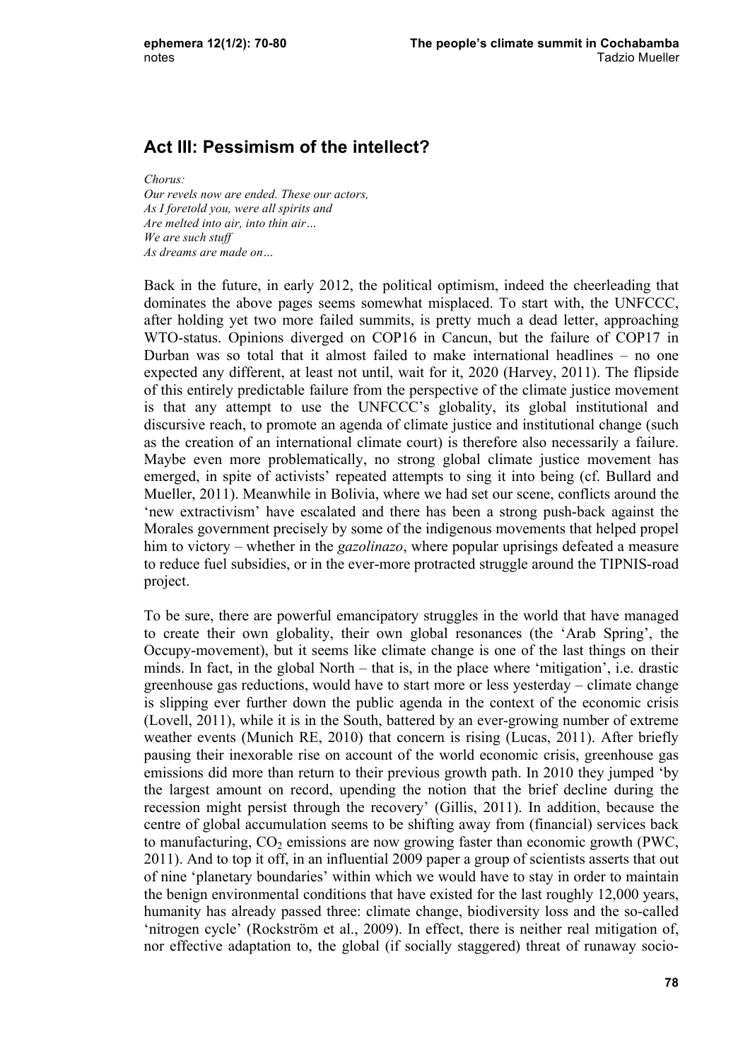## Act III: Pessimism of the intellect?

*Chorus:*
*Our revels now are ended. These our actors,*
*As I foretold you, were all spirits and*
*Are melted into air, into thin air…*
*We are such stuff*
*As dreams are made on…*

Back in the future, in early 2012, the political optimism, indeed the cheerleading that dominates the above pages seems somewhat misplaced. To start with, the UNFCCC, after holding yet two more failed summits, is pretty much a dead letter, approaching WTO-status. Opinions diverged on COP16 in Cancun, but the failure of COP17 in Durban was so total that it almost failed to make international headlines – no one expected any different, at least not until, wait for it, 2020 (Harvey, 2011). The flipside of this entirely predictable failure from the perspective of the climate justice movement is that any attempt to use the UNFCCC's globality, its global institutional and discursive reach, to promote an agenda of climate justice and institutional change (such as the creation of an international climate court) is therefore also necessarily a failure. Maybe even more problematically, no strong global climate justice movement has emerged, in spite of activists' repeated attempts to sing it into being (cf. Bullard and Mueller, 2011). Meanwhile in Bolivia, where we had set our scene, conflicts around the 'new extractivism' have escalated and there has been a strong push-back against the Morales government precisely by some of the indigenous movements that helped propel him to victory – whether in the *gazolinazo*, where popular uprisings defeated a measure to reduce fuel subsidies, or in the ever-more protracted struggle around the TIPNIS-road project.

To be sure, there are powerful emancipatory struggles in the world that have managed to create their own globality, their own global resonances (the 'Arab Spring', the Occupy-movement), but it seems like climate change is one of the last things on their minds. In fact, in the global North – that is, in the place where 'mitigation', i.e. drastic greenhouse gas reductions, would have to start more or less yesterday – climate change is slipping ever further down the public agenda in the context of the economic crisis (Lovell, 2011), while it is in the South, battered by an ever-growing number of extreme weather events (Munich RE, 2010) that concern is rising (Lucas, 2011). After briefly pausing their inexorable rise on account of the world economic crisis, greenhouse gas emissions did more than return to their previous growth path. In 2010 they jumped 'by the largest amount on record, upending the notion that the brief decline during the recession might persist through the recovery' (Gillis, 2011). In addition, because the centre of global accumulation seems to be shifting away from (financial) services back to manufacturing, $CO_2$ emissions are now growing faster than economic growth (PWC, 2011). And to top it off, in an influential 2009 paper a group of scientists asserts that out of nine 'planetary boundaries' within which we would have to stay in order to maintain the benign environmental conditions that have existed for the last roughly 12,000 years, humanity has already passed three: climate change, biodiversity loss and the so-called 'nitrogen cycle' (Rockström et al., 2009). In effect, there is neither real mitigation of, nor effective adaptation to, the global (if socially staggered) threat of runaway socio-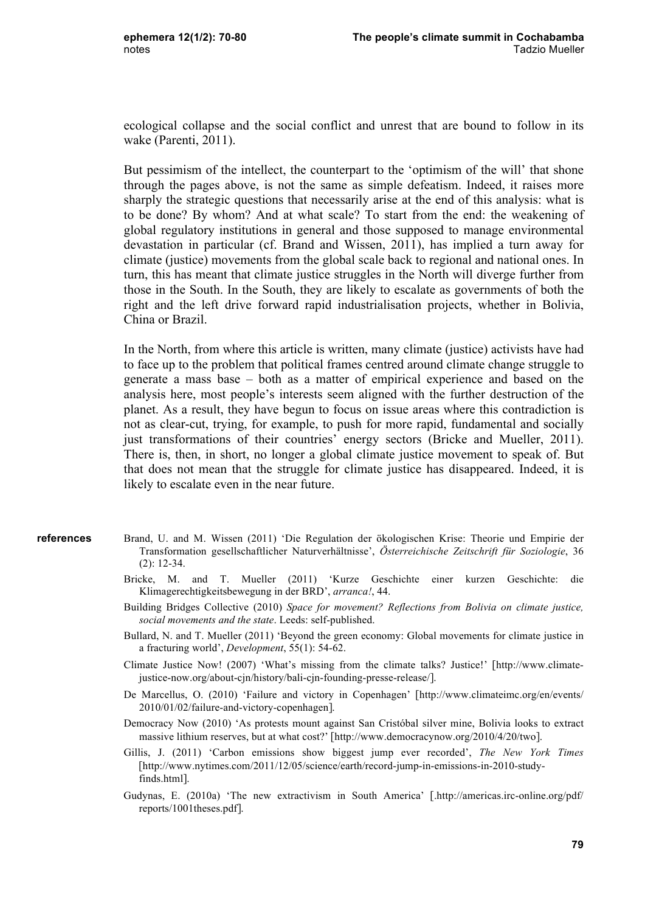ecological collapse and the social conflict and unrest that are bound to follow in its wake (Parenti, 2011).

But pessimism of the intellect, the counterpart to the 'optimism of the will' that shone through the pages above, is not the same as simple defeatism. Indeed, it raises more sharply the strategic questions that necessarily arise at the end of this analysis: what is to be done? By whom? And at what scale? To start from the end: the weakening of global regulatory institutions in general and those supposed to manage environmental devastation in particular (cf. Brand and Wissen, 2011), has implied a turn away for climate (justice) movements from the global scale back to regional and national ones. In turn, this has meant that climate justice struggles in the North will diverge further from those in the South. In the South, they are likely to escalate as governments of both the right and the left drive forward rapid industrialisation projects, whether in Bolivia, China or Brazil.

In the North, from where this article is written, many climate (justice) activists have had to face up to the problem that political frames centred around climate change struggle to generate a mass base – both as a matter of empirical experience and based on the analysis here, most people's interests seem aligned with the further destruction of the planet. As a result, they have begun to focus on issue areas where this contradiction is not as clear-cut, trying, for example, to push for more rapid, fundamental and socially just transformations of their countries' energy sectors (Bricke and Mueller, 2011). There is, then, in short, no longer a global climate justice movement to speak of. But that does not mean that the struggle for climate justice has disappeared. Indeed, it is likely to escalate even in the near future.

## references

Brand, U. and M. Wissen (2011) 'Die Regulation der ökologischen Krise: Theorie und Empirie der Transformation gesellschaftlicher Naturverhältnisse', *Österreichische Zeitschrift für Soziologie*, 36 (2): 12-34.

Bricke, M. and T. Mueller (2011) 'Kurze Geschichte einer kurzen Geschichte: die Klimagerechtigkeitsbewegung in der BRD', *arranca!*, 44.

Building Bridges Collective (2010) *Space for movement? Reflections from Bolivia on climate justice, social movements and the state*. Leeds: self-published.

Bullard, N. and T. Mueller (2011) 'Beyond the green economy: Global movements for climate justice in a fracturing world', *Development*, 55(1): 54-62.

Climate Justice Now! (2007) 'What's missing from the climate talks? Justice!' [http://www.climate-justice-now.org/about-cjn/history/bali-cjn-founding-presse-release/].

De Marcellus, O. (2010) 'Failure and victory in Copenhagen' [http://www.climateimc.org/en/events/2010/01/02/failure-and-victory-copenhagen].

Democracy Now (2010) 'As protests mount against San Cristóbal silver mine, Bolivia looks to extract massive lithium reserves, but at what cost?' [http://www.democracynow.org/2010/4/20/two].

Gillis, J. (2011) 'Carbon emissions show biggest jump ever recorded', *The New York Times* [http://www.nytimes.com/2011/12/05/science/earth/record-jump-in-emissions-in-2010-study-finds.html].

Gudynas, E. (2010a) 'The new extractivism in South America' [.http://americas.irc-online.org/pdf/reports/1001theses.pdf].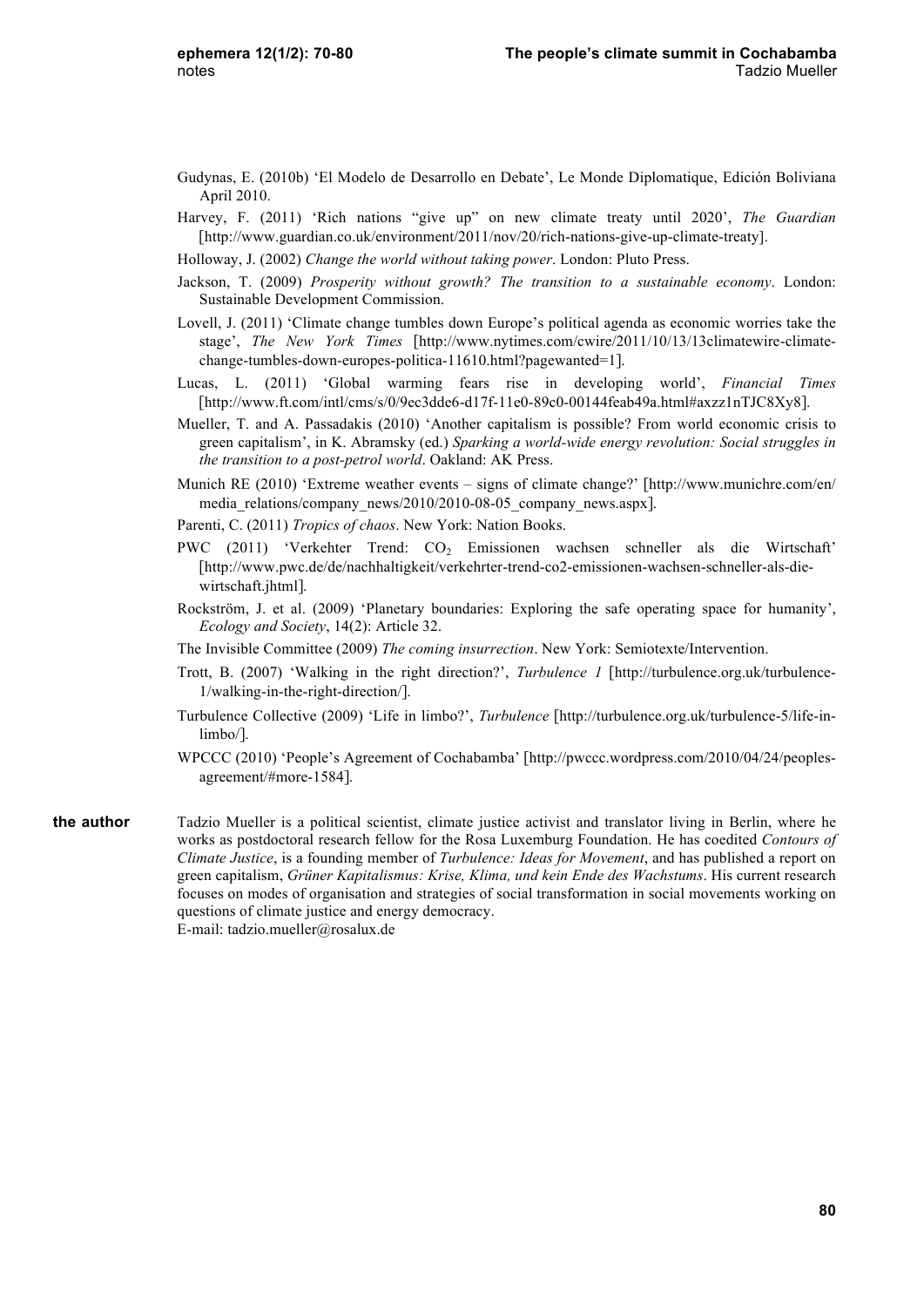Gudynas, E. (2010b) 'El Modelo de Desarrollo en Debate', Le Monde Diplomatique, Edición Boliviana April 2010.

Harvey, F. (2011) 'Rich nations "give up" on new climate treaty until 2020', *The Guardian* [http://www.guardian.co.uk/environment/2011/nov/20/rich-nations-give-up-climate-treaty].

Holloway, J. (2002) *Change the world without taking power*. London: Pluto Press.

Jackson, T. (2009) *Prosperity without growth? The transition to a sustainable economy*. London: Sustainable Development Commission.

Lovell, J. (2011) 'Climate change tumbles down Europe's political agenda as economic worries take the stage', *The New York Times* [http://www.nytimes.com/cwire/2011/10/13/13climatewire-climate-change-tumbles-down-europes-politica-11610.html?pagewanted=1].

Lucas, L. (2011) 'Global warming fears rise in developing world', *Financial Times* [http://www.ft.com/intl/cms/s/0/9ec3dde6-d17f-11e0-89c0-00144feab49a.html#axzz1nTJC8Xy8].

Mueller, T. and A. Passadakis (2010) 'Another capitalism is possible? From world economic crisis to green capitalism', in K. Abramsky (ed.) *Sparking a world-wide energy revolution: Social struggles in the transition to a post-petrol world*. Oakland: AK Press.

Munich RE (2010) 'Extreme weather events – signs of climate change?' [http://www.munichre.com/en/media_relations/company_news/2010/2010-08-05_company_news.aspx].

Parenti, C. (2011) *Tropics of chaos*. New York: Nation Books.

PWC (2011) 'Verkehter Trend: $CO_2$ Emissionen wachsen schneller als die Wirtschaft' [http://www.pwc.de/de/nachhaltigkeit/verkehrter-trend-co2-emissionen-wachsen-schneller-als-die-wirtschaft.jhtml].

Rockström, J. et al. (2009) 'Planetary boundaries: Exploring the safe operating space for humanity', *Ecology and Society*, 14(2): Article 32.

The Invisible Committee (2009) *The coming insurrection*. New York: Semiotexte/Intervention.

Trott, B. (2007) 'Walking in the right direction?', *Turbulence 1* [http://turbulence.org.uk/turbulence-1/walking-in-the-right-direction/].

Turbulence Collective (2009) 'Life in limbo?', *Turbulence* [http://turbulence.org.uk/turbulence-5/life-in-limbo/].

WPCCC (2010) 'People's Agreement of Cochabamba' [http://pwccc.wordpress.com/2010/04/24/peoples-agreement/#more-1584].

**the author**

Tadzio Mueller is a political scientist, climate justice activist and translator living in Berlin, where he works as postdoctoral research fellow for the Rosa Luxemburg Foundation. He has coedited *Contours of Climate Justice*, is a founding member of *Turbulence: Ideas for Movement*, and has published a report on green capitalism, *Grüner Kapitalismus: Krise, Klima, und kein Ende des Wachstums*. His current research focuses on modes of organisation and strategies of social transformation in social movements working on questions of climate justice and energy democracy.
E-mail: tadzio.mueller@rosalux.de